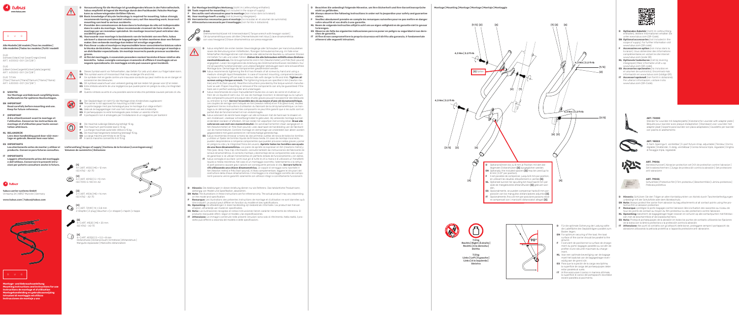# tubus

www.tubus.com

**Alle Modelle | All models | Tous les modèles | Alle modellen | Todos los modelos | Tutti i modelli**

DUO
(schwarz | black | noir | zwart | negro | nero)
ART. 600003-001 (26"|28")

DUO
(silbern | silver | argenté | zilver | plata | argento)
ART. 600003-000 (26"|28")

DUO TITAN
(titan | Titanium | Titane | Titanium | Titanio | Titanio)
ART. 630000-001 (26"|28")

**D WICHTIG**
**Vor Montage und Gebrauch sorgfältig lesen. Aufbewahren für späteres Nachschlagen.**

**EN IMPORTANT**
**Read carefully before mounting and use. Keep for future reference.**

**F IMPORTANT**
**À lire attentivement avant le montage et l'utilisation. Conserver les instructions de montage et d'utilisation pour toute consultation ultérieure.**

**NL BELANGRIJK**
**Lees deze handleiding goed door vóór montage en gebruik. Bewaar hem voor later.**

**ES IMPORTANTE**
**Lea atentamente antes de montar y utilizar el producto. Conserve para futuras consultas.**

**IT IMPORTANTE**
**Leggere attentamente prima del montaggio e dell'utilizzo. Conservare i seguenti istruzioni per poterle consultare anche in futuro.**

**tubus carrier systems GmbH**
Vimsamp 24 | 49457 Münster | Germany

**www.tubus.com | tubus@tubus.com**

**Montage- und Gebrauchsanleitung**
**Mounting instructions and instructions for use**
**Instructions de montage et d'utilisation**
**Montagehandleiding en gebruiksaanwijzing**
**Istruzioni di montaggio ed utilizzo**
**Instrucciones de montaje y uso**

---

**D Voraussetzung für die Montage ist grundlegendes Wissen in der Fahrradtechnik. tubus empfiehlt dringend die Montage durch den Fachhandel. Falsche Montage kann zu schweren Unfällen führen.**
**EN Basic knowledge of bicycle technology is required for mounting. tubus strongly recommends having a specialist retailer carry out the mounting work. Incorrect mounting can lead to serious accidents.**
**F Posséder des connaissances de base dans la technique du vélo est indispensable dans le cadre du montage. tubus recommande vivement de faire réaliser le montage par un revendeur spécialisé. Un montage incorrect peut entraîner des accidents graves.**
**NL Voorwaarde voor montage is basiskennis van de techniek van een fiets. tubus adviseert u daarom met klem de bagagedrager te laten monteren door een fietsenmaker. Een verkeerde montage kan leiden tot ernstige ongevallen.**
**ES Para llevar a cabo el montaje es imprescindible tener conocimientos básicos sobre la técnica de bicicletas. tubus recomienda encarecidamente encargar el montaje a un distribuidor especializado. Un montaje incorrecto puede provocar accidentes graves.**
**IT Al fini del montaggio, è essenziale possedere nozioni tecniche di base relative alla bicicletta. tubus consiglia comunque vivamente di affidare il montaggio ad un negozio specializzato. Un montaggio errato può causare gravi incidenti.**

**D** Dieses Symbol warnt vor Fehlverhalten, das Gefahr für Leib und Leben zur Folge haben kann.
**EN** This symbol warns of misconduct that may endanger life and limb.
**F** Ce symbole met en garde contre une mauvaise conduite qui peut mettre la vie en danger et occasionner des blessures.
**NL** Dit symbool waarschuwt voor verkeerd gedrag dat kan leiden tot gevaar voor lijf en leden.
**ES** Este símbolo advierte de una negligencia que puede poner en peligro la vida y la integridad física.
**IT** Questo simbolo avverte di una possibile azione errata che potrebbe causare pericolo di vita.

**D** Der Gepäckträger ist nicht für die Montage eines Kindersitzes zugelassen!
**EN** The carrier is not approved for mounting a child's seat!
**F** Le porte-bagage n'est pas homologué pour le montage d'un siège enfant !
**NL** De bagagedrager is niet geschikt voor het monteren van een kinderzitje!
**ES** El portaequipajes no está homologado para instalar un asiento infantil.
**IT** Il portapacchi non è omologato per l'installazione di un seggiolino per bambini!

**D** Die maximal zulässige Beladung beträgt 15 kg.
**EN** The maximum permissible load is 15 kg.
**F** La charge maximale autorisée s'élève à 15 kg.
**NL** De maximaal toegestane belasting bedraagt 15 kg.
**ES** La carga máxima permitida es de 15 kg.
**IT** Il carico massimo consentito è di 15 kg.

**Lieferumfang | Scope of supply | Contenu de la livraison | Leveringsomvang | Volumen de suministro | Dotazione**

**[1]** 4 × | ART. 41510 | M5 × 12 mm ISO 4762 – A2-70

**[2]** 4 × | ART. 45150 | 5 × 10 mm ISO 7090-5-140 HV-A2

**[3]** 2 × | ART. 41516 | M5 × 16 mm ISO 4762 – A2-70

**[4]** 2 × | ART. 72491 | 14 × 5,8 mm 2-Stopfen (2-plug) Bouchon à 2 (2-stopper) | Tapón | Il tappo

**[5]** 4 × | ART. 41520 | M5 × 20 mm ISO 4762 – A2-70

**[6]** 4 × | ART. 46300 | 5 × 6,5 × 8 mm Distanzhülse | Distance bush | Entretoise | Afstandsmus | Manguito espaciador | Manicotto distanziatore

---

**D Zur Montage benötigtes Werkzeug** (nicht im Lieferumfang enthalten)
**EN Tools required for mounting** (not included in the scope of supply)
**F Des outils sont nécessaires pour le montage** (non inclus dans la livraison)
**NL Voor montage heeft u nodig** (niet bij levering inbegrepen)
**ES Herramientas necesarias para el montaje** (no incluidas en el volumen de suministro)
**IT Attrezzatura necessaria per il montaggio** (non fornita in dotazione)

**4 mm**
Drehmomentschlüssel mit Innensechskant | Torque wrench with hexagon socket | Clé dynamométrique avec clé Allen | Momentsleutel met inbus | Llave dinamométrica con vaso hexagonal | Chiave dinamometrica con presa esagonale

**D** tubus empfiehlt die ersten beiden Einsatzgänge aller Schrauben per Hand einzudrehen sowie die Benutzung einer mittelfesten, flüssigen Schraubensicherung. Im Falle einer fehlerhaften Montage können sich bewegliche oder abbrechende Bauteile zu schweren Stürzen mit Gefahr für Leib und Leben führen. **Ziehen Sie alle Schrauben mithilfe eines Drehmomentschlüssels an.** Die Anzugsmomente sind in Nm (Newtonmeter) und ft-lb (foot-pound) angegeben. Lesen Sie ergänzend die Anleitung des Drehmomentschlüssel-Herstellers. Nur mit einwandfrei funktionierendem und unbeschädigtem Werkzeug kann eine einwandfreie Montage bzw. Demontage der Komponenten gewährleistet werden.
**EN** tubus recommends tightening the first two threads of all screws by hand and using a medium-strength liquid threadlocker. In case of incorrect mounting, components becoming loose or breaking off can lead to serious falls with danger to life and limb. **Tighten all screws using a torque wrench.** The tightening torques are specified in Nm (newton metres) and ft-lb (foot-pound). Read the instructions provided by the torque wrench manufacturer as well. Proper mounting or removal of the components can only be guaranteed if the tools are in perfect working order and undamaged.
**F** tubus recommande de visser manuellement toutes les vis dans les deux premiers pas de filetage et d'utiliser un frein de vis liquide et semi-dur. En cas de montage incorrect, le desserrage ou la rupture des composants peuvent provoquer des chutes graves pouvant occasionner des blessures ou entraîner la mort. **Serrez l'ensemble des vis au moyen d'une clé dynamométrique.** Les couples de serrage sont indiqués en Nm (newton mètre) et en ft-lb (pied-livre). Veuillez également lire les instructions d'utilisation du fabricant de la clé dynamométrique. Le montage ou le démontage correct des composants ne peut être garanti que si les outils sont en parfait état de fonctionnement et non endommagés.
**NL** tubus adviseert de eerste twee slagen van alle schroeven met de hand aan te draaien en een middelvast, vloeibaar schroefborgmiddel te gebruiken. Bij verkeerde montage kunnen onderdelen loslaten of afbreken. Dit kan leiden tot ongevallen met ernstig letsel. **Draai alle schroeven aan met een momentsleutel.** De aandraaimomenten staan aangegeven in Nm (Newtonmeter) en ft-lb (foot-pound). Lees daarnaast de handleiding van de fabrikant van de momentsleutel. Correcte montage en demontage van onderdelen kan alleen worden gegarandeerd met goed werkend en niet beschadigd gereedschap.
**ES** tubus recomienda enroscar a mano las dos primeras vueltas de rosca de todos los tornillos y utilizar un fijador de tornillos líquido de firmeza media. En caso de montaje incorrecto, pueden desprenderse o romperse componentes que pueden provocar caídas graves y poner en peligro la vida y la integridad física del usuario. **Apriete todos los tornillos con ayuda de una llave dinamométrica.** Los pares de apriete se expresan en Nm (newton metro) y ft-lb (pies-libra). Para más información, consulte también las instrucciones del fabricante de la llave dinamométrica. El correcto montaje y desmontaje de los componentes solo se puede garantizar si se utilizan herramientas en perfecto estado de funcionamiento y sin daños.
**IT** tubus consiglia di avvitare i primi due giri di tutte le viti a mano e di utilizzare un frenafiletti liquido a media resistenza. Nel caso di un montaggio scorretto, l'allentamento o la rottura di parti possono causare gravi cadute con conseguente pericolo di vita. **Serrare tutte le viti utilizzando una chiave dinamometrica.** Le coppie di serraggio sono riportate in Nm (Newton metro) e ft-lb (foot-pound). A titolo complementare, leggere le istruzioni del costruttore della chiave dinamometrica. Il montaggio e lo smontaggio corretti dei componenti possono venire garantiti solamente con attrezzi integri e correttamente funzionanti.

**D Hinweis:** Die Abbildungen in dieser Anleitung dienen nur als Referenz. Das tatsächliche Produkt kann, abhängig von Modell und Spezifikation, abweichen.
**EN Note:** The illustrations in these instructions are for reference only. The actual product may vary depending on the model and specification.
**F Remarque :** Les illustrations des présentes instructions de montage et d'utilisation ne sont données qu'à titre indicatif. Le produit peut différer en fonction du modèle et des spécifications.
**NL Opmerking:** De afbeeldingen in deze handleiding zijn bedoeld als informatie. Uw product kan hiervan afwijken, afhankelijk van model en specificaties.
**ES Nota:** Las ilustraciones recogidas en estas instrucciones tienen carácter meramente de referencia. El producto real puede diferir según el modelo y las especificaciones.
**IT Attenzione:** Le immagini contenute nelle presenti istruzioni sono solo di riferimento. Nella realtà, il prodotto può differire a seconda del modello e delle specificazioni.

---

**D Beachten Sie unbedingt folgende Hinweise, um Ihre Sicherheit und Ihre Garantieansprüche nicht zu gefährden.**
**EN Always observe the following instructions in order not to jeopardise your safety and guarantee claims.**
**F Veuillez absolument prendre en compte les remarques suivantes pour ne pas mettre en danger votre sécurité et vos droits à une garantie.**
**NL Neem de volgende instructies altijd in acht om uw veiligheid en de garantie niet in gevaar te brengen.**
**ES Observe sin falta las siguientes indicaciones para no poner en peligro su seguridad ni sus derechos de garantía.**
**IT Al fine di non compromettere la propria sicurezza ed il diritto alla garanzia, è fondamentale attenersi alle seguenti istruzioni.**

**Montage | Mounting | Montage | Montage | Montaje | Montaggio**

4,3 Nm | 3,2 ft-lb

[1/5] [2] [4] [6] [3/5] [5] Option

**D** Optional können bis zu 8 mm je Position mit den beiliegenden Distanzhülsen **[6]** ausgeglichen werden.
**EN** Optionally, the included spacers **[6]** may be used up to 8 mm (0.31" per position).
**F** Il est possible de compenser, jusqu'à 8 mm par position, en utilisant les douilles d'écartement ci-jointes **[6]**.
**NL** Optioneel kunnen ter opvulling tot maximaal 8 mm per zijde de meegeleverde afstandhulzen **[6]** gebruikt worden.
**ES** Opcionalmente, se pueden compensar hasta 8 mm por posición con los manguitos distanciadores adjuntos **[6]**.
**IT** Opzionalmente, fino a 8 mm per posizione possono essere compensati con i manicotti distanziatori allegati **[6]**.

7,5 kg
**Rechts | Right | À droite | Rechts | A la derecha | Diritto**

7,5 kg
**Links | Left | À gauche | Links | A la izquierda | Sinistra**

90°

**D** Für die optimale Sicherung der Ladung sollte die Ladefläche des Gepäckträgers parallel zum Boden liegen.
**EN** For optimum securing of the load, the load surface of the carrier should be parallel to the ground.
**F** Il convient de positionner la surface de chargement du porte-bagages parallèle au sol afin de profiter d'une sécurité maximale du chargement.
**NL** Voor een optimale bevestiging van de bagage moet het laadvlak van de bagagedrager evenwijdig aan de grond zijn.
**ES** Para que la sujeción de la carga sea óptima, la superficie de carga del portaequipajes debe estar paralela al suelo.
**IT** Al fine assicurare il carico in maniera ottimale, la superficie di carico del portapacchi dovrebbe essere parallela al pavimento.

---

**D Optionales Zubehör** (nicht im Lieferumfang enthalten). Weitere Informationen erhalten Sie unter www.tubus.com (QR-Code).
**EN Optional accessories** (not included in the scope of supply). For further information visit www.tubus.com (QR code).
**F Accessoires en option** (non inclus dans la livraison). Vous obtiendrez des informations complémentaires en visitant le site www.tubus.com (code QR).
**NL Optionele toebehoren** (niet bij levering inbegrepen) Meer informatie vindt u op www.tubus.com (QR-code).
**ES Accesorios opcionales** (no incluidos en el volumen de suministro). Encontrará más información en www.tubus.com (código QR).
**IT Accessori opzionali** (non forniti in dotazione). Per ulteriori informazioni, visitare il sito www.tubus.com (QR-Code).

**ART. 73000**
Ständer für Lowrider mit Adapterplatte | Kickstand for Lowrider with adapter plate | Béquille pour lowrider avec plaque d'adaptation | Standaard voor Lowrider met adapter plaat | Soporte para lowrider con placa adaptadora | Cavalletto per lowrider con piastra di adattamento

**ART. 18022**
3-fach-Spanngurt, verstellbar | 3-part fixture strap, adjustable | Tendeur 3 brins, réglable | Snelbinder, 3-delig, verstelbaar | Correa tensora triple, regulable | Cinghia di fissaggio triplia, regolabile

**ART. 79906**
Abriebschutzset | Abrasion protection set | Kit de protection contre l'abrasion | Set krasbeschermers | Juego de protección contra la abrasión | Set protezione anti-abrasione

**ART. 79905**
Schutzfolie | Protective film | Film protecteur | Beschermfolie | Lámina protectora | Pellicola protettiva

**D Hinweis:** Schützen Sie den Träger an allen Kontaktpunkten von Abrieb durch Taschenbefestigungen unbedingt mit der Schutzfolie oder dem Abriebschutz.
**EN Note:** Always protect the carrier from abrasion by bag attachments at all contact points using the protective film or abrasion protection.
**F Remarque :** protégez le porte-bagages contre l'abrasion liée à la fixation des sacoches au niveau de tous les points de contact au moyen du film protecteur ou des protections contre l'abrasion.
**NL Opmerking:** bescherm de bagagedrager tegen slijtage van de tassen op alle contactpunten met folie en met de krasbeschermers.
**ES Nota:** Proteja el portaequipajes de la abrasión en todos los puntos de contacto utilizando las fijaciones de la bolsa con la lámina protectora o la protección contra la abrasión.
**IT Attenzione:** Nei punti di contatto con gli attacchi delle borse, proteggere sempre il portapacchi da abrasione utilizzando la pellicola protettiva o l'apposita protezione anti-abrasione.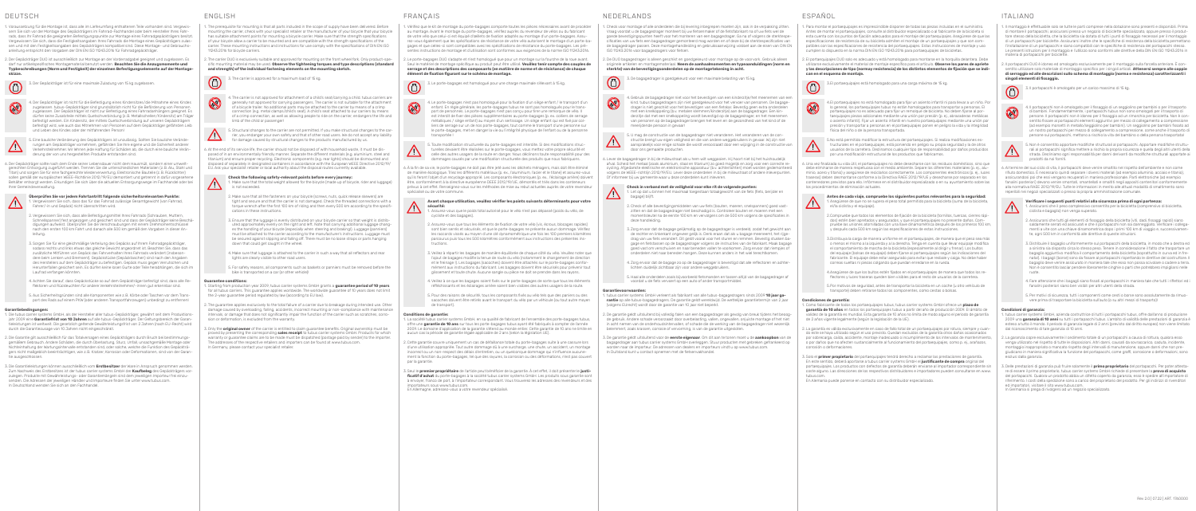# DEUTSCH

1. Voraussetzung für die Montage ist, dass alle im Lieferumfang enthaltenen Teile vorhanden sind. Vergewissern Sie sich vor der Montage des Gepäckträgers im Fahrrad-Fachhandel oder beim Hersteller Ihres Fahrrads, dass Ihr Fahrrad die geeigneten Befestigungspunkte zur Montage eines Fahrradgepäckträgers besitzt. Vergewissern Sie sich, dass die Festigkeitsangaben Ihres Fahrrads die Montage eines Gepäckträgers zulassen und mit den Festigkeitsangaben des Gepäckträgers kompatibel sind. Diese Montage- und Gebrauchsanleitung entspricht den Vorgaben der DIN EN ISO 11243:2016 für Fahrradgepäckträger.
2. Der Gepäckträger DUO ist ausschließlich zur Montage an der Vorderradgabel geeignet und zugelassen. Es darf nur artikelspezifisches Montagematerial benutzt werden. **Beachten Sie die Anzugsmomente und Typbeschreibungen (Norm und Festigkeit) der einzelnen Befestigungselemente auf der Montageskizze.**
3. Der Gepäckträger ist für eine maximale Zuladung von 18 kg zugelassen.
4. Der Gepäckträger ist nicht für die Befestigung eines Kindersitzes/die Mitnahme eines Kindes zugelassen. tubus Gepäckträger sind grundsätzlich nicht für die Beförderung von Personen zugelassen. Der Gepäckträger ist nicht zur Befestigung eines Fahrradanhängers geeignet. Es dürfen keine zusätzlichen Anbauteile durch eine Klemmverbindung (z.B. Metallschellen/Klickfix...) am Träger befestigt werden. Ein Kindersitz, der mittels Klemmverbindung an unseren Gepäckträgern befestigt wird, wie auch das Mitnehmen von Personen auf dem Gepäckträger gefährden Leib und Leben des Kindes oder der mitfahrenden Person.
5. Eine bauliche Veränderung des Gepäckträgers ist unzulässig. Sollten Sie bauliche Veränderungen am Gepäckträger vornehmen, gefährden Sie Ihre eigene und die Sicherheit anderer Verkehrsteilnehmer. Wir lehnen jede Haftung für Schäden ab, die durch eine bauliche Veränderung der von uns hergestellten Produkte entstanden sind.
6. Der Gepäckträger sollte nach dem Ende seiner Lebensdauer nicht dem Hausmüll, sondern einer umweltgerechten Entsorgung zugeführt werden. Trennen Sie die unterschiedlichen Materialien (z.B. Alu, Stahl und Titan) und sorgen Sie für eine fachgerechte Wiederverwertung. Elektronische Bauteile (z.B. Rücklichter) sollten demontiert und gesondert der Entsorgung gemäß der Europäischen WEEE Richtlinie 2012/19/EU in dafür vorgesehene Behälter entsorgt werden. Erkundigen Sie sich über die aktuellen Entsorgungswege im Fachhandel oder bei Ihrer Gemeindeverwaltung.

**Überprüfen Sie vor jedem Fahrtantritt folgende sicherheitsrelevanten Punkte:**

1. Vergewissern Sie sich, dass das für das Fahrrad zulässige Gesamtgewicht (von Fahrrad, Fahrer/-in und Gepäck) nicht überschritten wird.
2. Vergewissern Sie sich, dass alle Befestigungsmittel Ihres Fahrrads (Schrauben, Muttern, Schnellspanner) fest angezogen und gesichert sind und der Gepäckträger keine Beschädigungen aufweist. Überprüfen Sie die Verschraubungen mit einem Drehmomentschlüssel nach den ersten 100 km Fahrt und danach alle 500 km gemäß den Vorgaben in dieser Anleitung.
3. Sorgen Sie für eine gleichmäßige Verteilung des Gepäcks auf Ihrem Fahrradgepäckträger, sodass rechts und links etwa das gleiche Gewicht angeordnet ist. Beachten Sie, dass das zusätzliche Mitführen von Gepäck das Fahrverhalten Ihres Fahrrads verändert (insbesondere beim Lenken und Bremsen). Gepäckstücke (Gepäcktaschen) sind nach den Angaben des Herstellers auf dem Gepäckträger zu befestigen. Gepäck muss gegen Verrutschen und Herunterfallen gesichert sein. Es dürfen keine losen Gurte oder Teile herabhängen, die sich im Laufrad verfangen könnten.
4. Achten Sie darauf, dass Gepäckstücke so auf dem Gepäckträger befestigt sind, dass alle Reflektoren und Rücklichter für andere Verkehrsteilnehmer/-innen gut erkennbar sind.
5. Aus Sicherheitsgründen sind alle Komponenten wie z.B. Körbe oder Taschen vor dem Transport des Rads an einem Pkw (oder anderen Transportfahrzeugen) unbedingt zu entfernen.

**Garantiebedingungen:**

1. Die tubus carrier systems GmbH, als der Hersteller aller tubus-Gepäckträger, gewährt seit dem Produktionsjahr 2009 eine **Garantiefrist von 10 Jahren** auf alle tubus-Gepäckträger. Die Garantiegewährung gilt weltweit. Die weltweit gewährte Garantie von 10 Jahren schränkt die gesetzlich geregelte Gewährleistungsfrist von 2 Jahren (nach EU-Recht) nicht ein.
2. Die Garantie gilt ausschließlich für das Totalversagen eines Gepäckträgers durch Bruch bei bestimmungsgemäßem Gebrauch. Andere Schäden, die durch Überlastung, Sturz, Unfall, unsachgemäße Montage oder Nichteinhaltung der Wartungsintervalle entstanden sind, oder Schäden, welche die Funktion des Gepäckträgers nicht maßgeblich beeinträchtigen, wie z.B. Kratzer, Korrosion oder Deformationen, sind von der Garantie ausgeschlossen.
3. Die Garantieleistungen können ausschließlich vom **Ersteigentümer** des Gepäckträgers in Anspruch genommen werden. Zum Nachweis des Ersteigentums ist der tubus carrier systems GmbH der **Kaufbeleg** des Gepäckträgers vorzulegen. Produkte mit Gewährleistungs- oder Garantieansprüchen sind dem jeweiligen Importeur frei anzusenden. Die Adressen der jeweiligen Händler und Importeure finden Sie unter www.tubus.com. In Deutschland wenden Sie sich an den Fachhandel.

# ENGLISH

1. The prerequisite for mounting is that all parts included in the scope of supply have been delivered. Before mounting the carrier, check with your specialist retailer or the manufacturer of your bicycle that your bicycle has suitable attachment points for mounting a bicycle carrier. Make sure that the strength specifications of your bicycle allow a carrier to be mounted and are compatible with the strength specifications of the carrier. These mounting instructions and instructions for use comply with the specifications of DIN EN ISO 11243:2016 for bicycle carriers.
2. The carrier DUO is exclusively suitable and approved for mounting on the front wheel fork. Only product-specific mounting material may be used. **Observe the tightening torques and type descriptions (material and strength) of the individual fastening elements on the mounting sketch.**
3. The carrier is approved for a maximum load of 18 kg.
4. The carrier is not approved for attachment of a child's seat/carrying a child. tubus carriers are generally not approved for carrying passengers. The carrier is not suitable for the attachment of a bicycle trailer. No additional parts may be attached to the carrier by means of a clamp connection (e.g. metal clamps/clips, rivets/crimps/welding...). A child's seat attached to our carriers by means of a clamp connection, as well as allowing people to ride on the carrier, endangers the life and limb of the child or passenger.
5. Structural changes to the carrier are not permitted. If you make structural changes to the carrier, you endanger your own safety and that of other road users. We do not accept any liability for damage caused by structural changes to the products manufactured by us.
6. At the end of its service life, the carrier should not be disposed of with household waste. It must be disposed of in an environmentally friendly manner. Separate the different materials (e.g. aluminium, steel and titanium) and ensure proper recycling. Electronic components (e.g. rear lights) should be dismounted and disposed of separately in designated containers in accordance with the European WEEE Directive 2012/19/EU. Ask your specialist retailer or local authority about the disposal routes currently available.

**Check the following safety-relevant points before every journey:**

1. Make sure that the total weight allowed for the bicycle (made up of bicycle, rider and luggage) is not exceeded.
2. Make sure that all the fasteners on your bicycle (screws, nuts, quick release skewers) are tight and secure and that the carrier is not damaged. Check the threaded connections with a torque wrench after the first 100 km of riding and then every 500 km according to the specifications in these instructions.
3. Ensure that the luggage is evenly distributed on your bicycle carrier so that weight is additionally supported evenly on the right and left. Note that carrying additional luggage changes the handling of your bicycle (especially when steering and braking). Luggage (panniers) must be attached to the carrier according to the manufacturer's instructions. Luggage must be secured against slipping and falling off. There must be no loose straps or parts hanging down that could get caught in the wheel.
4. Make sure that luggage is attached to the carrier in such a way that all reflectors and rear lights are clearly visible to other road users.
5. For safety reasons, all components such as baskets or panniers must be removed before the bike is transported on a car (or other vehicle).

**Guarantee conditions:**

1. Starting from production year 2009 tubus carrier systems GmbH grants a **guarantee period of 10 years** for all tubus carriers. This guarantee applies worldwide. The worldwide guarantee of 10 years does not limit the 2-year guarantee period regulated by law (according to EU law).
2. The guarantee applies exclusively to the total failure of a carrier due to breakage during intended use. Other damage caused by overloading, falling, accidents, incorrect mounting or non-compliance with maintenance intervals, or damage that does not significantly impair the function of the carrier such as scratches, corrosion or deformation, is excluded from the warranty.
3. Only the **original owner** of the carrier is entitled to claim guarantee benefits. Original ownership must be proved by presenting the corresponding **sales receipt** for tubus carrier systems GmbH. Products for which warranty or guarantee claims are to be made must be dispatched (postage paid by sender) to the importer. The addresses of the respective retailers and importers can be found at www.tubus.com. In Germany, please contact your specialist retailer.

# FRANÇAIS

1. Vérifiez que le kit de montage du porte-bagages comporte toutes les pièces nécessaires avant de procéder au montage. Avant le montage du porte-bagages, vérifiez auprès du revendeur de vélos ou du fabricant de votre vélo que celui-ci est équipé d'œillets de fixation adaptés au montage d'un porte-bagages. Assurez-vous également que les spécifications de résistance de votre vélo permettent le montage d'un porte-bagages et sont compatibles avec les spécifications de résistance du porte-bagages. Les présentes instructions de montage et d'utilisation sont conformes aux exigences de la norme DIN EN ISO 11243:2016.
2. Le porte-bagages DUO s'adapte et n'est homologué que pour un montage sur la fourche de la roue avant. Seul le matériel de montage spécifique au produit peut être utilisé. **Veuillez tenir compte des couples de serrage et des descriptions des composants (en matière de norme et de résistance) de chaque élément de fixation figurant sur le schéma de montage.**
3. Le porte-bagages est homologué pour une charge maximale n'excédant pas 18 kg.
4. Le porte-bagages n'est pas homologué pour la fixation d'un siège enfant / le transport d'un enfant. En règle générale, les porte-bagages tubus ne sont pas homologués pour le transport de personnes. Le porte-bagages n'est pas conçu pour la fixation d'une remorque de vélo. Il est interdit de fixer des pièces supplémentaires au porte-bagages (p. ex. colliers de serrage métalliques / Klickfix...). Un siège enfant fixé au moyen d'un système de serrage sur nos porte-bagages, tout comme le transport d'une personne sur le porte-bagages, mettent en danger la vie et l'intégrité physique de l'enfant ou de la personne transportée.
5. Toute modification structurelle du porte-bagages est interdite. Si des modifications structurelles devaient être réalisées sur le porte-bagages, vous mettez votre propre sécurité et celle des autres usagers de la route en danger. Nous déclinons toute responsabilité pour les dommages causés par une modification structurelle des produits que nous fabriquons.
6. À la fin de sa vie, le porte-bagages ne doit pas être jeté avec les déchets ménagers, mais doit être éliminé de manière écologique. Triez les différents matériaux (p. ex. l'aluminium, l'acier et le titane) et assurez-vous qu'ils feront l'objet d'un recyclage approprié. Les composants électroniques (p. ex. les feux arrière) doivent être démontés et jetés séparément dans les conteneurs prévus à cet effet, conformément à la directive européenne DEEE 2012/19/UE. Renseignez-vous sur les modes actuels de recyclage auprès de votre revendeur spécialisé ou de votre commune.

**Avant chaque utilisation, veuillez vérifier les points suivants déterminants pour votre sécurité :**

1. Assurez-vous que le poids total autorisé pour le vélo n'est pas dépassé (poids du vélo, du cycliste et des bagages).
2. Assurez-vous que tous les éléments de fixation de votre vélo (vis, écrous, blocages rapides) sont bien serrés et sécurisés, et que le porte-bagages ne présente aucun dommage. Vérifiez les raccords vissés au moyen d'une clé dynamométrique après les 100 premiers kilomètres parcourus puis tous les 500 kilomètres conformément aux instructions des présentes consignes.
3. Veillez à répartir les bagages de manière équilibrée de chaque côté du vélo. Veuillez noter que l'ajout de bagages modifie la tenue de route du vélo (notamment le changement de direction et le freinage). Les bagages (sacoches) doivent être attachés au porte-bagages conformément aux instructions du fabricant. Les bagages doivent être sécurisés pour prévenir tout glissement et toute chute. Aucune sangle ou pièce ne doit se prendre dans les rayons.
4. Veillez à ce que les bagages soient fixés sur le porte-bagages de sorte que tous les éléments réfléchissants et les éclairages arrière soient bien visibles des autres usagers de la route.
5. Pour des raisons de sécurité, tous les composants fixés au vélo tels que des paniers ou des sacoches doivent être retirés avant le transport du vélo par un véhicule (ou tout autre moyen de transport).

**Conditions de garantie :**

1. La société tubus carrier systems GmbH, en sa qualité de fabricant de l'ensemble des porte-bagages tubus, offre une **garantie de 10 ans** sur tous les porte-bagages tubus ayant été fabriqués à compter de l'année 2009. La garantie s'applique dans le monde entier. Cette garantie de 10 ans ne limite en aucun cas la période de garantie légale applicable de 2 ans (selon la législation UE).
2. Cette garantie couvre uniquement un cas de défaillance totale du porte-bagages suite à une cassure lors d'une utilisation appropriée. Tout autre dommage dû à une surcharge, une chute, un accident, un montage incorrect ou un non-respect des délais d'entretien, ou un quelconque dommage qui n'altère pas sensiblement la fonction du porte-bagages, tel que des rayures, la corrosion ou des déformations, n'est pas couvert par la garantie.
3. Seul le **premier propriétaire** de l'article peut bénéficier de la garantie. À cet effet, il doit présenter le **justificatif d'achat** du porte-bagages à la société tubus carrier systems GmbH. Les produits sous garantie sont à envoyer, franco de port, à l'importateur correspondant. Vous trouverez les adresses des revendeurs et des importateurs sur www.tubus.com. En Allemagne, adressez-vous à votre revendeur spécialisé.

# NEDERLANDS

1. Check voor montage of alle onderdelen die bij levering inbegrepen moeten zijn, ook in de verpakking zitten. Vraag voor het u de bagagedrager monteert bij uw fietsenmaker of de fietsfabrikant na of uw fiets wel de goede bevestigingspunten heeft voor het monteren van een bagagedrager. Ga na of volgens de sterktespecificaties van uw fiets een bagagedrager gemonteerd kan worden en of deze bij de sterktespecificaties van de bagagedrager passen. Deze montagehandleiding en gebruiksaanwijzing voldoet aan de eisen van DIN EN ISO 11243:2016 voor bagagedragers voor fietsen.
2. De DUO bagagedrager is alleen geschikt en goedgekeurd voor montage op de voorvork. Gebruik alleen originele artikelen en montagemateriaal. **Neem de aanhaalmomenten en typeaanduidingen (norm en sterkte) van de bevestigingsonderdelen op de montagetekening in acht.**
3. De bagagedrager is goedgekeurd voor een maximale belasting van 18 kg.
4. Gebruik de bagagedrager niet voor het bevestigen van een kinderzitje/het meenemen van een kind. tubus bagagedragers zijn niet goedgekeurd voor het vervoer van personen. De bagagedrager is niet geschikt voor het bevestigen van fietskar. Bevestig geen extra onderdelen met een klemkoppeling (bv. metalen klemmen/Klickfix) aan de bagagedrager. Een kinderzitje dat met een klemkoppeling wordt bevestigd op de bagagedrager, en het meenemen van personen op de bagagedrager brengen het leven en de gezondheid van het kind of de meerijdende persoon in gevaar!
5. U mag de constructie van de bagagedrager niet veranderen. Het veranderen van de constructie brengt uw eigen veiligheid en die van andere weggebruikers in gevaar. Wij zijn niet aansprakelijk voor enige schade die wordt veroorzaakt door een wijziging in de constructie van door ons gemaakte producten.
6. Lever de bagagedrager in bij de milieustraat als u hem wilt weggooien. Hij hoort niet bij het huishoudelijk afval. Scheid het metaal (bv. aluminium, staal en titanium) zo goed mogelijk en zorg voor correcte recycling. Afgedankte elektrische en elektronische apparatuur (bv. achterlichten) moet worden gedemonteerd volgens de WEEE-richtlijn 2012/19/EU. Lever deze onderdelen in bij de inleverpunten of kleine inzamelpunten. Uw informeert uw gemeente of uw fietsenmaker over de actuele inleverregels.

**Check in verband met de veiligheid voor elke rit de volgende punten:**

1. Let op dat u binnen het maximaal toegestane totaalgewicht van de fiets (fiets, berijder en bagage) blijft.
2. Check of alle bevestigingsmiddelen van uw fiets (bouten, moeren, snelspanners) goed vastzitten en dat de bagagedrager niet beschadigd is. Controleer bouten en moeren met een momentsleutel na de eerste 100 km en vervolgens om de 500 km volgens de specificaties in deze handleiding.
3. Zorg ervoor dat de bagage gelijkmatig op de bagagedrager is verdeeld, zodat het gewicht aan de rechter en linkerkant ongeveer gelijk is. Denk eraan dat als u bagage meeneemt, het rijgedrag van uw fiets verandert. (Vooral bij het sturen en remmen). Bevestig bagage en fietstassen op de bagagedrager volgens de instructies van de fabrikant. Maak bagage goed vast om verschuiven en naar beneden vallen te voorkomen. Zorg ervoor dat riemen of onderdelen niet naar beneden hangen. Deze kunnen anders in de wielen terechtkomen.
4. Zorg ervoor dat de bagage zo op de bagagedrager is bevestigd dat alle reflectoren en achterlichten duidelijk zichtbaar zijn voor andere weggebruikers.
5. Haal alle onderdelen zoals bijvoorbeeld fietsmanden en tassen altijd van de bagagedrager af voordat u de fiets vervoert op een auto of ander transportmiddel.

**Garantievoorwaarden:**

1. tubus carrier systems GmbH verleent als fabrikant van alle tubus-bagagedragers sinds 2009 **10 jaar garantie** op alle tubus-bagagedragers. De garantie geldt wereldwijd. De wereldwijde garantietermijn van 10 jaar beperkt niet de wettelijke garantietermijn van 2 jaar (volgens EU-recht).
2. De garantie geldt uitsluitend bij volledig falen van een bagagedrager als gevolg van breuk tijdens het beoogde gebruik. Andere schade veroorzaakt door overbelasting, vallen, ongevallen, onjuiste montage of het niet in acht nemen van de onderhoudsintervallen, of schade die de werking van de bagagedrager niet wezenlijk beïnvloedt, zoals krassen, corrosie of vervorming, is van de garantie uitgesloten.
3. De garantie geldt uitsluitend voor de **eerste eigenaar**. Om dit aan te tonen moet u de **aankoopbon** van de bagagedrager aan tubus carrier systems GmbH overleggen. Stuur producten met garantieclaim franco naar de importeur. De adressen van dealers en importeurs vindt u op www.tubus.com. In Duitsland kunt u contact opnemen met de fietsenvakhandel.

# ESPAÑOL

1. Para montar el portaequipajes es imprescindible disponer de todas las piezas incluidas en el suministro. Antes de montar el portaequipajes, consulte al distribuidor especializado o al fabricante de la bicicleta si esta cuenta con los puntos de fijación adecuados para el montaje del portaequipajes. Asegúrese de que las especificaciones de resistencia de su bicicleta permiten el montaje de un portaequipajes y que son compatibles con las especificaciones de resistencia del portaequipajes. Estas instrucciones de montaje y uso cumplen lo dispuesto en la norma DIN EN ISO 11243:2016 para portaequipajes de bicicletas.
2. El portaequipajes DUO solo es adecuado y está homologado para montarse en la horquilla delantera. Debe utilizarse exclusivamente el material de montaje específico para el artículo. **Observe los pares de apriete y las descripciones de tipo (norma y resistencia) de los distintos elementos de fijación que se indican en el esquema de montaje.**
3. El portaequipajes está homologado para una carga máxima de 18 kg.
4. El portaequipajes no está homologado para fijar un asiento infantil o para llevar a un niño. Por lo general, los portaequipajes tubus no están homologados para transportar personas. El portaequipajes no es adecuado para fijar un remolque de bicicleta. No deben fijarse al portaequipajes piezas adicionales mediante una unión por presión (p. ej., abrazaderas metálicas o sistema Klickfix). Fijar un asiento infantil en nuestros portaequipajes mediante una unión por presión y transportar a personas en el portaequipajes ponen en peligro la vida y la integridad física del niño o de la persona transportada.
5. No está permitido modificar la estructura del portaequipajes. Si realiza modificaciones estructurales en el portaequipajes, está poniendo en peligro su propia seguridad y la de otros usuarios de la carretera. Declinamos cualquier tipo de responsabilidad por daños producidos por una modificación estructural de los productos que fabricamos.
6. Una vez finalizada su vida útil, el portaequipajes no debe desecharse con los residuos domésticos, sino que debe eliminarse de manera respetuosa con el medio ambiente. Separe los diferentes materiales (p. ej., aluminio, acero y titanio) y asegúrese de reciclarlos correctamente. Los componentes electrónicos (p. ej., luces traseras) deben desmontarse y desecharse por separado según la Directiva RAEE 2012/19/UE en los contenedores previstos para ello. Infórmese en el distribuidor especializado o en su ayuntamiento sobre las los procedimientos de eliminación actuales.

**Antes de cada viaje, compruebe los siguientes puntos relevantes para la seguridad:**

1. Asegúrese de que no se supera el peso total permitido para la bicicleta (suma de la bicicleta, el/la ciclista y el equipaje).
2. Compruebe que todos los elementos de fijación de la bicicleta (tornillos, tuercas, cierres rápidos) estén bien apretados y asegurados, y que el portaequipajes no presente daños. Compruebe las uniones atornilladas con una llave dinamométrica después de los primeros 100 km y después cada 500 km según las especificaciones de estas instrucciones.
3. Distribuya la carga de manera uniforme en el portaequipajes, de manera que el peso sea más o menos el mismo a la izquierda y a la derecha. Tenga en cuenta que llevar equipaje modifica el comportamiento de marcha de la bicicleta (especialmente al girar y frenar). Los bultos del equipaje (bolsas de equipaje) deben fijarse al portaequipajes según las indicaciones del fabricante. El equipaje debe estar asegurado para evitar que resbale y caiga. No debe haber correas sueltas ni piezas colgando que puedan enredarse en la rueda.
4. Asegúrese de que los bultos estén fijados en el portaequipajes de manera que todos los reflectores y luces traseras queden bien visibles para el resto de usuarios de la carretera.
5. Por motivos de seguridad, antes de transportar la bicicleta en un coche (u otro vehículo de transporte) deben retirarse todos los componentes, como cestas o bolsas.

**Condiciones de garantía:**

1. Como fabricante de todos los portaequipajes tubus, tubus carrier systems GmbH ofrece un **plazo de garantía de 10 años** en todos los portaequipajes tubus a partir del año de producción 2009. El ámbito de validez de la garantía es mundial. Esta garantía de 10 años no limita de modo alguno el período de garantía de 2 años vigente legalmente (según la legislación de la UE).
2. La garantía es válida exclusivamente en caso de fallo total de un portaequipajes por rotura, siempre y cuando este se haya utilizado según el uso previsto. Quedan excluidos de la garantía otros daños ocasionados por sobrecarga, caída, accidente, montaje inadecuado o incumplimiento de los intervalos de mantenimiento, o por daños que no afecten sustancialmente al funcionamiento del portaequipajes, como p. ej., arañazos, corrosión o deformaciones.
3. Solo el **primer propietario** del portaequipajes tendrá derecho a reclamar las prestaciones de garantía. En este sentido, deberá aportarse a tubus carrier systems GmbH el **justificante de compra** original del portaequipajes. Los productos con defectos de garantía deberán enviarse al importador correspondiente sin coste alguno. Las direcciones de los respectivos distribuidores e importadores pueden consultarse en www.tubus.com.
En Alemania puede ponerse en contacto con su distribuidor especializado.

# ITALIANO

1. Il montaggio è effettuabile solo se tutte le parti comprese nella dotazione sono presenti e disponibili. Prima di montare il portapacchi, consultare il presso un rivenditore specializzato, oppure presso il produttore stesso della bicicletta, che la bicicletta sia dotata di tutti i punti di fissaggio necessari per il montaggio di un portapacchi per bicicletta. Assicurarsi inoltre che le specifiche di resistenza della bicicletta permettano l'installazione di un portapacchi e siano compatibili con le specifiche di resistenza del portapacchi. Le presenti istruzioni per il montaggio e l'uso sono conformi alle disposizioni della DIN EN ISO 11243:2016 in materia di portapacchi per biciclette.
2. Il portapacchi DUO è idoneo ed omologato esclusivamente per il montaggio sulla forcella anteriore. È consentito utilizzare solo materiale di montaggio specifico per il singolo articolo. **Attenersi sempre alle coppie di serraggio ed alle descrizioni sulle schema di montaggio (norma e resistenza) caratterizzanti i singoli elementi di fissaggio.**
3. Il portapacchi è omologato per un carico massimo di 18 kg.
4. Il portapacchi non è omologato per il fissaggio di un seggiolino per bambini o per il trasporto di bambini. Di norma, i portapacchi tubus non sono omologati per il trasporto di persone. Il portapacchi non è idoneo per il fissaggio di un rimorchio per bicicletta. Non è consentito fissare al portapacchi ulteriori elementi aggiuntivi per mezzo di collegamenti a compressione (ad esempio morsetti in metallo/seggiolino per bambini). Un seggiolino per bambini fissato ad un nostro portapacchi per mezzo di collegamenti a compressione, come anche il trasporto di persone sul portapacchi, mettono a rischio la vita del bambino o della persona trasportata!
5. Non è consentito apportare modifiche strutturali al portapacchi. Apportare modifiche strutturali al portapacchi significa mettere a rischio la propria sicurezza e quella degli altri utenti della strada. Declinano ogni responsabilità per danni derivanti da modifiche strutturali apportate ai prodotti da noi forniti.
6. Al termine del suo ciclo di vita, il portapacchi deve venire smaltito nel rispetto dell'ambiente e non come rifiuto domestico. È necessario quindi separare i diversi materiali (ad esempio alluminio, acciaio e titanio), assicurandosi che essi vengano recuperati e riciclati correttamente. I componenti elettronici (ad esempio fanali posteriori) devono venire smontati, smaltendoli a sé negli appositi contenitori conformemente alla normativa RAEE 2012/19/EU. Tutte le informazioni in merito alle attuali modalità di smaltimento sono reperibili nei negozi specializzati o presso la propria amministrazione comunale.

**Verificare i seguenti punti relativi alla sicurezza prima di ogni partenza:**

1. Assicurarsi che il peso complessivo consentito per la bicicletta (composto di bicicletta, ciclista e bagaglio) non venga superato.
2. Assicurarsi che tutti gli elementi di fissaggio della bicicletta (viti, dadi, fissaggi rapidi) siano saldamente serrati ed assicurati e che il portapacchi non sia danneggiato. Verificare i collegamenti a vite con una chiave dinamometrica dopo i primi 100 km di viaggio e, successivamente, ogni 500 km in conformità alle direttive di queste istruzioni.
3. Distribuire il bagaglio uniformemente sul portapacchi della bicicletta, in modo che a destra ed a sinistra sia disposto circa lo stesso peso. Tenere in considerazione il fatto che trasportare un bagaglio aggiuntivo modifica il comportamento della bicicletta (soprattutto in sterzata e in frenata). I bagagli (borse) devono essere fissati al portapacchi rispettando le direttive del costruttore. Il bagaglio deve venire assicurato in maniera tale che non possa scivolare o cadere a terra. Non è consentito lasciar pendere liberamente cinghie o parti che potrebbero impigliarsi nella ruota.
4. Fare attenzione che i bagagli siano fissati al portapacchi in maniera tale che tutti i riflettori ed i fanalini posteriori siano ben visibili per gli altri utenti della strada.
5. Per motivi di sicurezza, tutti i componenti (come cesti o borse) sono assolutamente da rimuovere prima di trasportare la bicicletta sull'auto (o su altri mezzi di trasporto).

**Condizioni di garanzia:**

1. tubus carrier systems GmbH, azienda costruttrice di tutti i portapacchi tubus, offre dall'anno di produzione 2009 una **garanzia di 10 anni** su tutti i portapacchi tubus. L'ambito di validità della garanzia è mondiale. La garanzia di 10 anni a livello mondiale non limita il periodo di garanzia legale di 2 anni (previsto dal diritto europeo) non viene limitato dal riconoscimento di tale garanzia di 10 anni.
2. La garanzia copre esclusivamente il cedimento totale di un portapacchi a causa di rottura, qualora esso venga utilizzato nel rispetto di tutte le disposizioni. Altri danni, causati da sovraccarico, cadute, incidenti, montaggio inappropriato o mancato rispetto degli intervalli di manutenzione, oppure danni che non pregiudichino in maniera significativa la funzione del portapacchi, come graffi, corrosione e deformazioni, sono esclusi dalla garanzia.
3. Delle prestazioni di garanzia può fruire solamente il **primo proprietario** del portapacchi. Per attestare di essere il primo proprietario, tubus carrier systems GmbH richiede di presentare la **prova di acquisto** del portapacchi. I prodotti coperti dalla garanzia o da un diritto di garanzia legale devono venire spediti franco all'importatore. I costi delle spedizione sono a carico del proprietario del prodotto. Per gli indirizzi di rivenditori ed importatori, visitate il sito www.tubus.com.
In Germania si prega di rivolgersi ad un negozio specializzato.